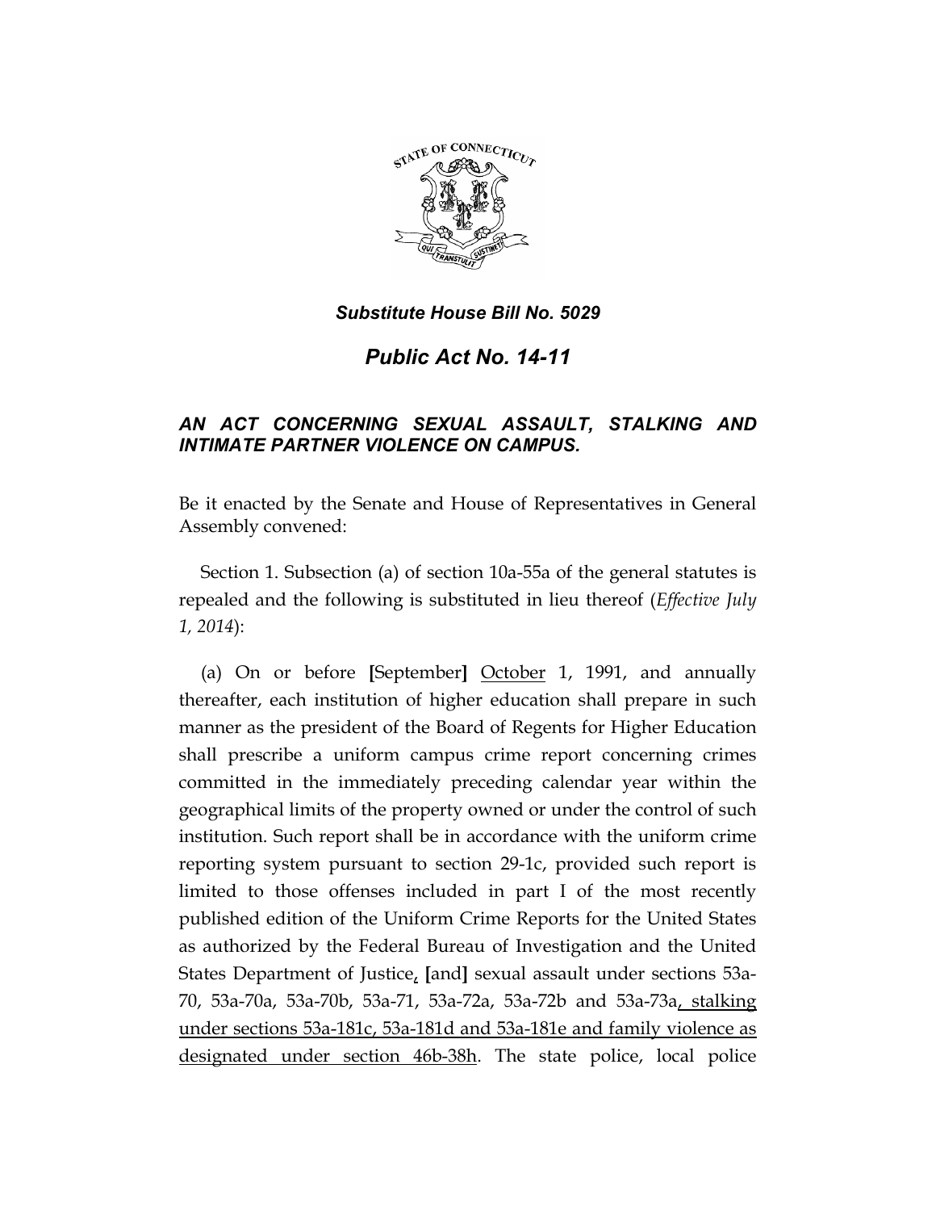***Substitute House Bill No. 5029***

# *Public Act No. 14-11*

## *AN ACT CONCERNING SEXUAL ASSAULT, STALKING AND INTIMATE PARTNER VIOLENCE ON CAMPUS.*

Be it enacted by the Senate and House of Representatives in General Assembly convened:

Section 1. Subsection (a) of section 10a-55a of the general statutes is repealed and the following is substituted in lieu thereof (*Effective July 1, 2014*):

(a) On or before **[**September**]** <u>October</u> 1, 1991, and annually thereafter, each institution of higher education shall prepare in such manner as the president of the Board of Regents for Higher Education shall prescribe a uniform campus crime report concerning crimes committed in the immediately preceding calendar year within the geographical limits of the property owned or under the control of such institution. Such report shall be in accordance with the uniform crime reporting system pursuant to section 29-1c, provided such report is limited to those offenses included in part I of the most recently published edition of the Uniform Crime Reports for the United States as authorized by the Federal Bureau of Investigation and the United States Department of Justice<u>,</u> **[**and**]** sexual assault under sections 53a-70, 53a-70a, 53a-70b, 53a-71, 53a-72a, 53a-72b and 53a-73a<u>, stalking under sections 53a-181c, 53a-181d and 53a-181e and family violence as designated under section 46b-38h</u>. The state police, local police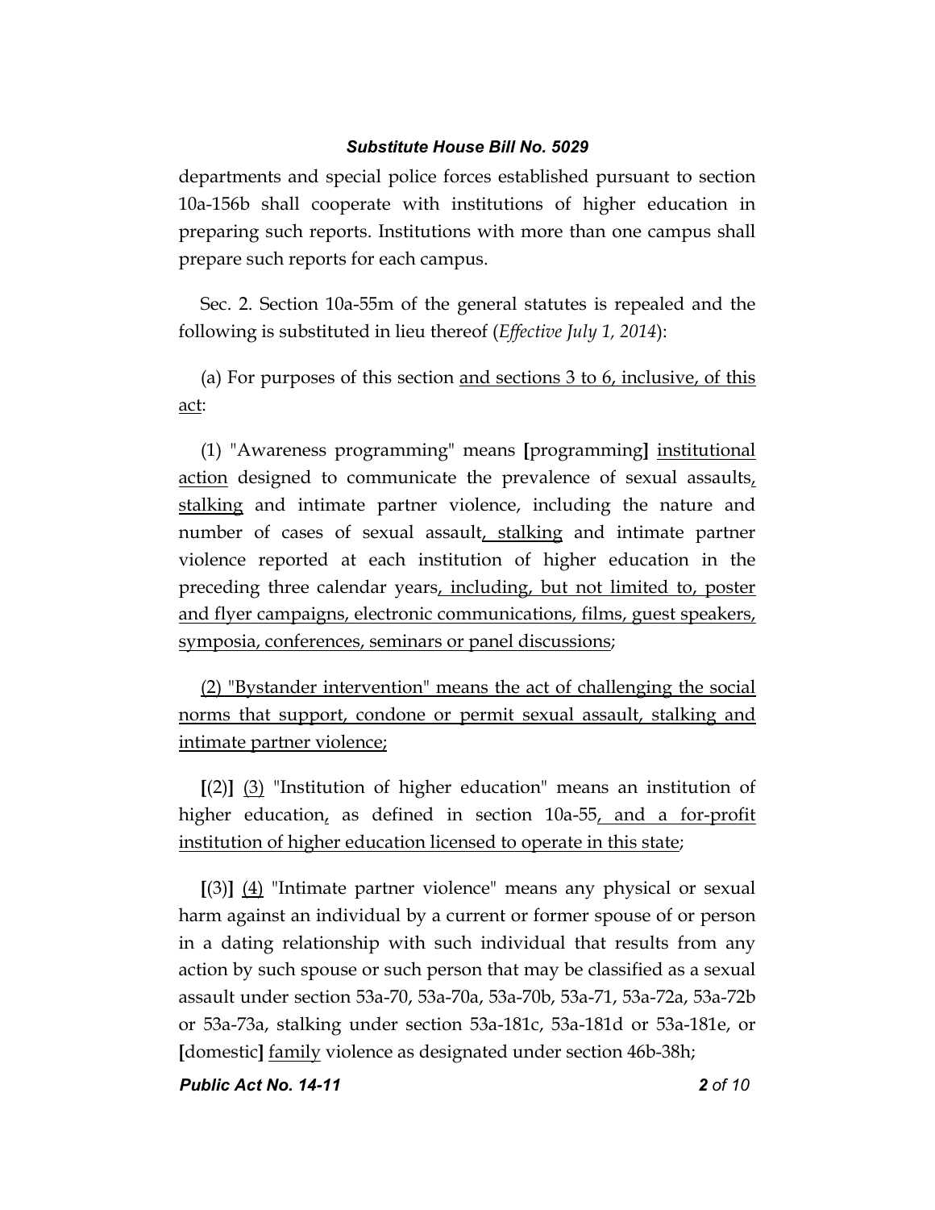departments and special police forces established pursuant to section 10a-156b shall cooperate with institutions of higher education in preparing such reports. Institutions with more than one campus shall prepare such reports for each campus.

Sec. 2. Section 10a-55m of the general statutes is repealed and the following is substituted in lieu thereof (*Effective July 1, 2014*):

(a) For purposes of this section <u>and sections 3 to 6, inclusive, of this act</u>:

(1) "Awareness programming" means **[**programming**]** <u>institutional action</u> designed to communicate the prevalence of sexual assaults<u>, stalking</u> and intimate partner violence, including the nature and number of cases of sexual assault<u>, stalking</u> and intimate partner violence reported at each institution of higher education in the preceding three calendar years<u>, including, but not limited to, poster and flyer campaigns, electronic communications, films, guest speakers, symposia, conferences, seminars or panel discussions</u>;

<u>(2) "Bystander intervention" means the act of challenging the social norms that support, condone or permit sexual assault, stalking and intimate partner violence;</u>

**[**(2)**]** <u>(3)</u> "Institution of higher education" means an institution of higher education<u>,</u> as defined in section 10a-55<u>, and a for-profit institution of higher education licensed to operate in this state</u>;

**[**(3)**]** <u>(4)</u> "Intimate partner violence" means any physical or sexual harm against an individual by a current or former spouse of or person in a dating relationship with such individual that results from any action by such spouse or such person that may be classified as a sexual assault under section 53a-70, 53a-70a, 53a-70b, 53a-71, 53a-72a, 53a-72b or 53a-73a, stalking under section 53a-181c, 53a-181d or 53a-181e, or **[**domestic**]** <u>family</u> violence as designated under section 46b-38h;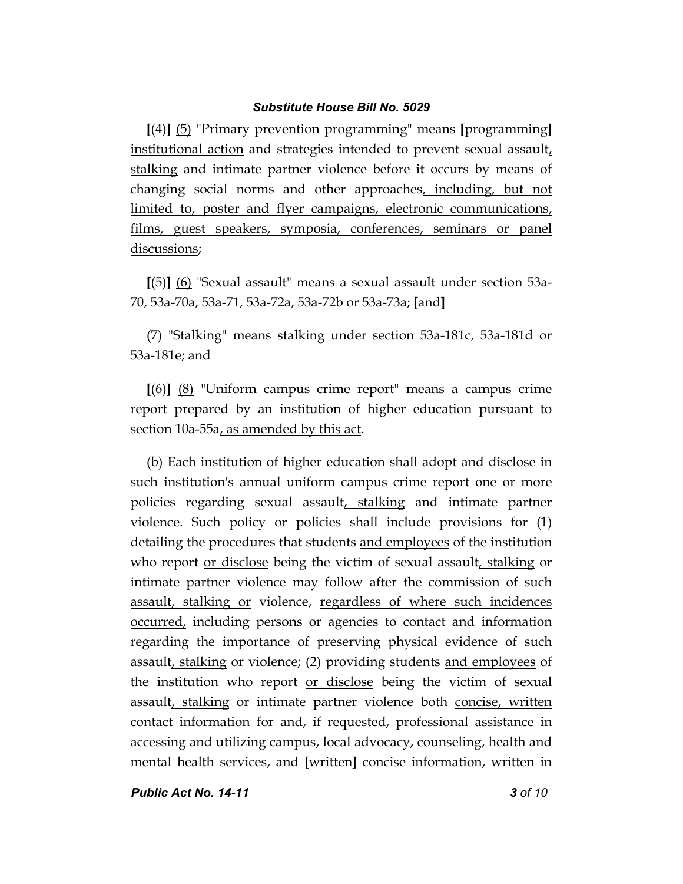**[**(4)**]** <u>(5)</u> "Primary prevention programming" means **[**programming**]** <u>institutional action</u> and strategies intended to prevent sexual assault<u>, stalking</u> and intimate partner violence before it occurs by means of changing social norms and other approaches<u>, including, but not limited to, poster and flyer campaigns, electronic communications, films, guest speakers, symposia, conferences, seminars or panel discussions</u>;

**[**(5)**]** <u>(6)</u> "Sexual assault" means a sexual assault under section 53a-70, 53a-70a, 53a-71, 53a-72a, 53a-72b or 53a-73a; **[**and**]**

<u>(7) "Stalking" means stalking under section 53a-181c, 53a-181d or 53a-181e; and</u>

**[**(6)**]** <u>(8)</u> "Uniform campus crime report" means a campus crime report prepared by an institution of higher education pursuant to section 10a-55a<u>, as amended by this act</u>.

(b) Each institution of higher education shall adopt and disclose in such institution's annual uniform campus crime report one or more policies regarding sexual assault<u>, stalking</u> and intimate partner violence. Such policy or policies shall include provisions for (1) detailing the procedures that students <u>and employees</u> of the institution who report <u>or disclose</u> being the victim of sexual assault<u>, stalking</u> or intimate partner violence may follow after the commission of such <u>assault, stalking or</u> violence, <u>regardless of where such incidences occurred,</u> including persons or agencies to contact and information regarding the importance of preserving physical evidence of such assault<u>, stalking</u> or violence; (2) providing students <u>and employees</u> of the institution who report <u>or disclose</u> being the victim of sexual assault<u>, stalking</u> or intimate partner violence both <u>concise, written</u> contact information for and, if requested, professional assistance in accessing and utilizing campus, local advocacy, counseling, health and mental health services, and **[**written**]** <u>concise</u> information<u>, written in</u>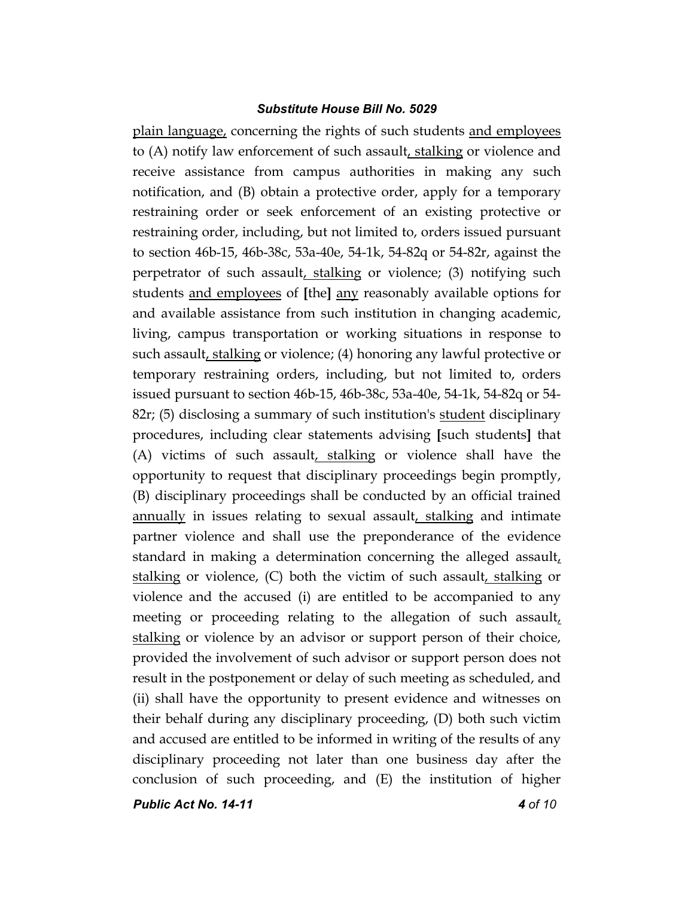plain language, concerning the rights of such students and employees to (A) notify law enforcement of such assault, stalking or violence and receive assistance from campus authorities in making any such notification, and (B) obtain a protective order, apply for a temporary restraining order or seek enforcement of an existing protective or restraining order, including, but not limited to, orders issued pursuant to section 46b-15, 46b-38c, 53a-40e, 54-1k, 54-82q or 54-82r, against the perpetrator of such assault, stalking or violence; (3) notifying such students and employees of [the] any reasonably available options for and available assistance from such institution in changing academic, living, campus transportation or working situations in response to such assault, stalking or violence; (4) honoring any lawful protective or temporary restraining orders, including, but not limited to, orders issued pursuant to section 46b-15, 46b-38c, 53a-40e, 54-1k, 54-82q or 54-82r; (5) disclosing a summary of such institution's student disciplinary procedures, including clear statements advising [such students] that (A) victims of such assault, stalking or violence shall have the opportunity to request that disciplinary proceedings begin promptly, (B) disciplinary proceedings shall be conducted by an official trained annually in issues relating to sexual assault, stalking and intimate partner violence and shall use the preponderance of the evidence standard in making a determination concerning the alleged assault, stalking or violence, (C) both the victim of such assault, stalking or violence and the accused (i) are entitled to be accompanied to any meeting or proceeding relating to the allegation of such assault, stalking or violence by an advisor or support person of their choice, provided the involvement of such advisor or support person does not result in the postponement or delay of such meeting as scheduled, and (ii) shall have the opportunity to present evidence and witnesses on their behalf during any disciplinary proceeding, (D) both such victim and accused are entitled to be informed in writing of the results of any disciplinary proceeding not later than one business day after the conclusion of such proceeding, and (E) the institution of higher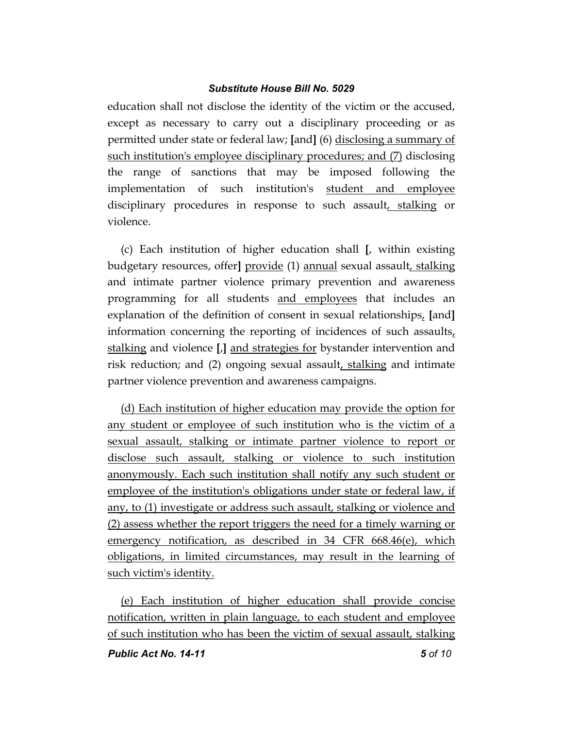education shall not disclose the identity of the victim or the accused, except as necessary to carry out a disciplinary proceeding or as permitted under state or federal law; **[**and**]** (6) <u>disclosing a summary of such institution's employee disciplinary procedures; and (7)</u> disclosing the range of sanctions that may be imposed following the implementation of such institution's <u>student and employee</u> disciplinary procedures in response to such assault<u>, stalking</u> or violence.

(c) Each institution of higher education shall **[**, within existing budgetary resources, offer**]** <u>provide</u> (1) <u>annual</u> sexual assault<u>, stalking</u> and intimate partner violence primary prevention and awareness programming for all students <u>and employees</u> that includes an explanation of the definition of consent in sexual relationships<u>,</u> **[**and**]** information concerning the reporting of incidences of such assaults<u>, stalking</u> and violence **[**,**]** <u>and strategies for</u> bystander intervention and risk reduction; and (2) ongoing sexual assault<u>, stalking</u> and intimate partner violence prevention and awareness campaigns.

<u>(d) Each institution of higher education may provide the option for any student or employee of such institution who is the victim of a sexual assault, stalking or intimate partner violence to report or disclose such assault, stalking or violence to such institution anonymously. Each such institution shall notify any such student or employee of the institution's obligations under state or federal law, if any, to (1) investigate or address such assault, stalking or violence and (2) assess whether the report triggers the need for a timely warning or emergency notification, as described in 34 CFR 668.46(e), which obligations, in limited circumstances, may result in the learning of such victim's identity.</u>

<u>(e) Each institution of higher education shall provide concise notification, written in plain language, to each student and employee of such institution who has been the victim of sexual assault, stalking</u>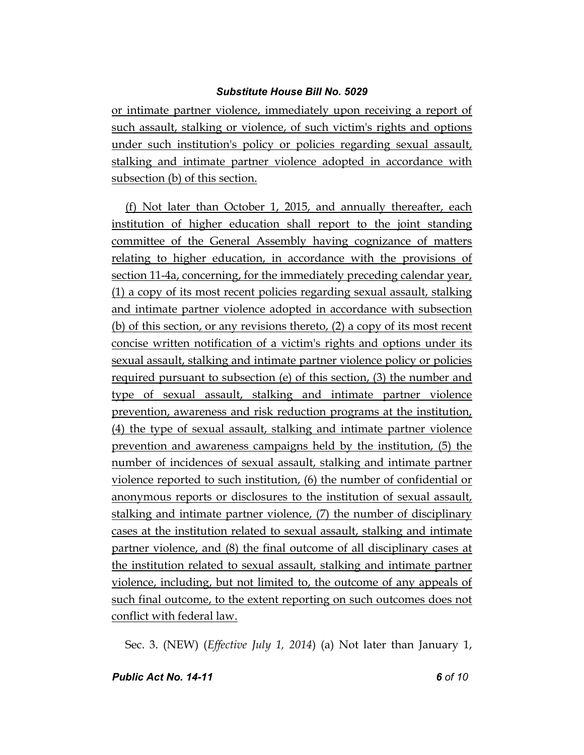or intimate partner violence, immediately upon receiving a report of such assault, stalking or violence, of such victim's rights and options under such institution's policy or policies regarding sexual assault, stalking and intimate partner violence adopted in accordance with subsection (b) of this section.

(f) Not later than October 1, 2015, and annually thereafter, each institution of higher education shall report to the joint standing committee of the General Assembly having cognizance of matters relating to higher education, in accordance with the provisions of section 11-4a, concerning, for the immediately preceding calendar year, (1) a copy of its most recent policies regarding sexual assault, stalking and intimate partner violence adopted in accordance with subsection (b) of this section, or any revisions thereto, (2) a copy of its most recent concise written notification of a victim's rights and options under its sexual assault, stalking and intimate partner violence policy or policies required pursuant to subsection (e) of this section, (3) the number and type of sexual assault, stalking and intimate partner violence prevention, awareness and risk reduction programs at the institution, (4) the type of sexual assault, stalking and intimate partner violence prevention and awareness campaigns held by the institution, (5) the number of incidences of sexual assault, stalking and intimate partner violence reported to such institution, (6) the number of confidential or anonymous reports or disclosures to the institution of sexual assault, stalking and intimate partner violence, (7) the number of disciplinary cases at the institution related to sexual assault, stalking and intimate partner violence, and (8) the final outcome of all disciplinary cases at the institution related to sexual assault, stalking and intimate partner violence, including, but not limited to, the outcome of any appeals of such final outcome, to the extent reporting on such outcomes does not conflict with federal law.

Sec. 3. (NEW) (*Effective July 1, 2014*) (a) Not later than January 1,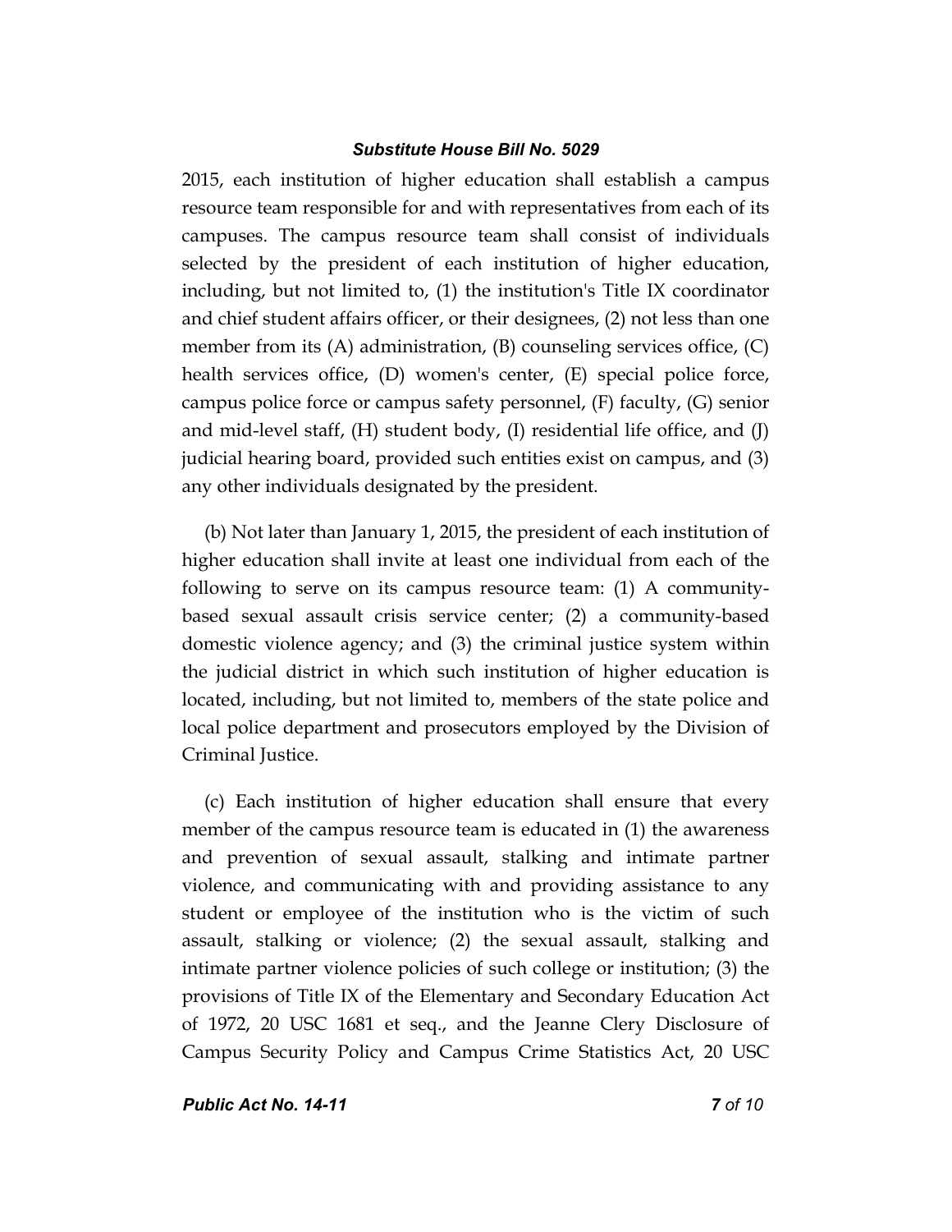2015, each institution of higher education shall establish a campus resource team responsible for and with representatives from each of its campuses. The campus resource team shall consist of individuals selected by the president of each institution of higher education, including, but not limited to, (1) the institution's Title IX coordinator and chief student affairs officer, or their designees, (2) not less than one member from its (A) administration, (B) counseling services office, (C) health services office, (D) women's center, (E) special police force, campus police force or campus safety personnel, (F) faculty, (G) senior and mid-level staff, (H) student body, (I) residential life office, and (J) judicial hearing board, provided such entities exist on campus, and (3) any other individuals designated by the president.

(b) Not later than January 1, 2015, the president of each institution of higher education shall invite at least one individual from each of the following to serve on its campus resource team: (1) A community-based sexual assault crisis service center; (2) a community-based domestic violence agency; and (3) the criminal justice system within the judicial district in which such institution of higher education is located, including, but not limited to, members of the state police and local police department and prosecutors employed by the Division of Criminal Justice.

(c) Each institution of higher education shall ensure that every member of the campus resource team is educated in (1) the awareness and prevention of sexual assault, stalking and intimate partner violence, and communicating with and providing assistance to any student or employee of the institution who is the victim of such assault, stalking or violence; (2) the sexual assault, stalking and intimate partner violence policies of such college or institution; (3) the provisions of Title IX of the Elementary and Secondary Education Act of 1972, 20 USC 1681 et seq., and the Jeanne Clery Disclosure of Campus Security Policy and Campus Crime Statistics Act, 20 USC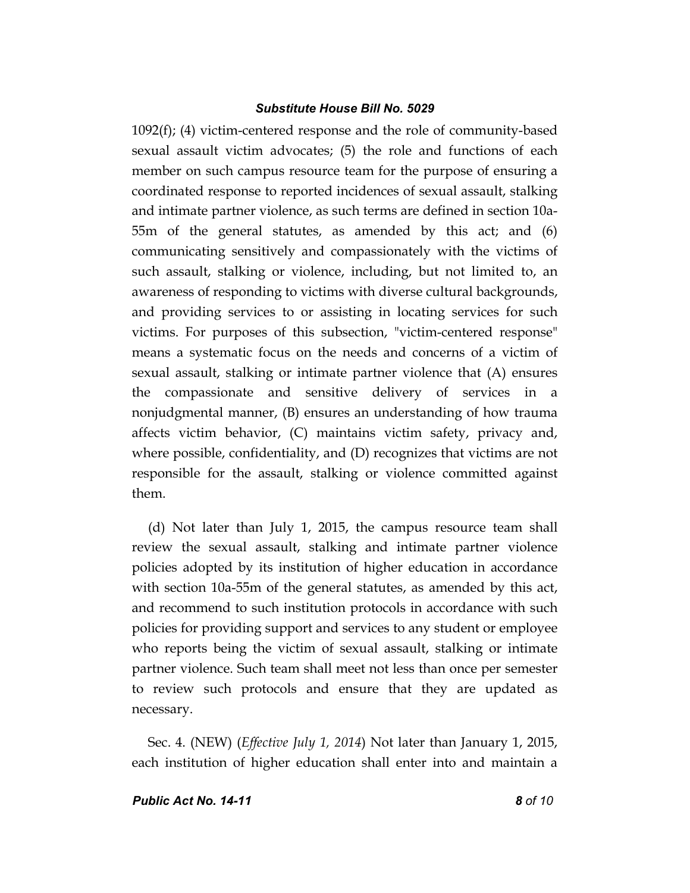1092(f); (4) victim-centered response and the role of community-based sexual assault victim advocates; (5) the role and functions of each member on such campus resource team for the purpose of ensuring a coordinated response to reported incidences of sexual assault, stalking and intimate partner violence, as such terms are defined in section 10a-55m of the general statutes, as amended by this act; and (6) communicating sensitively and compassionately with the victims of such assault, stalking or violence, including, but not limited to, an awareness of responding to victims with diverse cultural backgrounds, and providing services to or assisting in locating services for such victims. For purposes of this subsection, "victim-centered response" means a systematic focus on the needs and concerns of a victim of sexual assault, stalking or intimate partner violence that (A) ensures the compassionate and sensitive delivery of services in a nonjudgmental manner, (B) ensures an understanding of how trauma affects victim behavior, (C) maintains victim safety, privacy and, where possible, confidentiality, and (D) recognizes that victims are not responsible for the assault, stalking or violence committed against them.

(d) Not later than July 1, 2015, the campus resource team shall review the sexual assault, stalking and intimate partner violence policies adopted by its institution of higher education in accordance with section 10a-55m of the general statutes, as amended by this act, and recommend to such institution protocols in accordance with such policies for providing support and services to any student or employee who reports being the victim of sexual assault, stalking or intimate partner violence. Such team shall meet not less than once per semester to review such protocols and ensure that they are updated as necessary.

Sec. 4. (NEW) (*Effective July 1, 2014*) Not later than January 1, 2015, each institution of higher education shall enter into and maintain a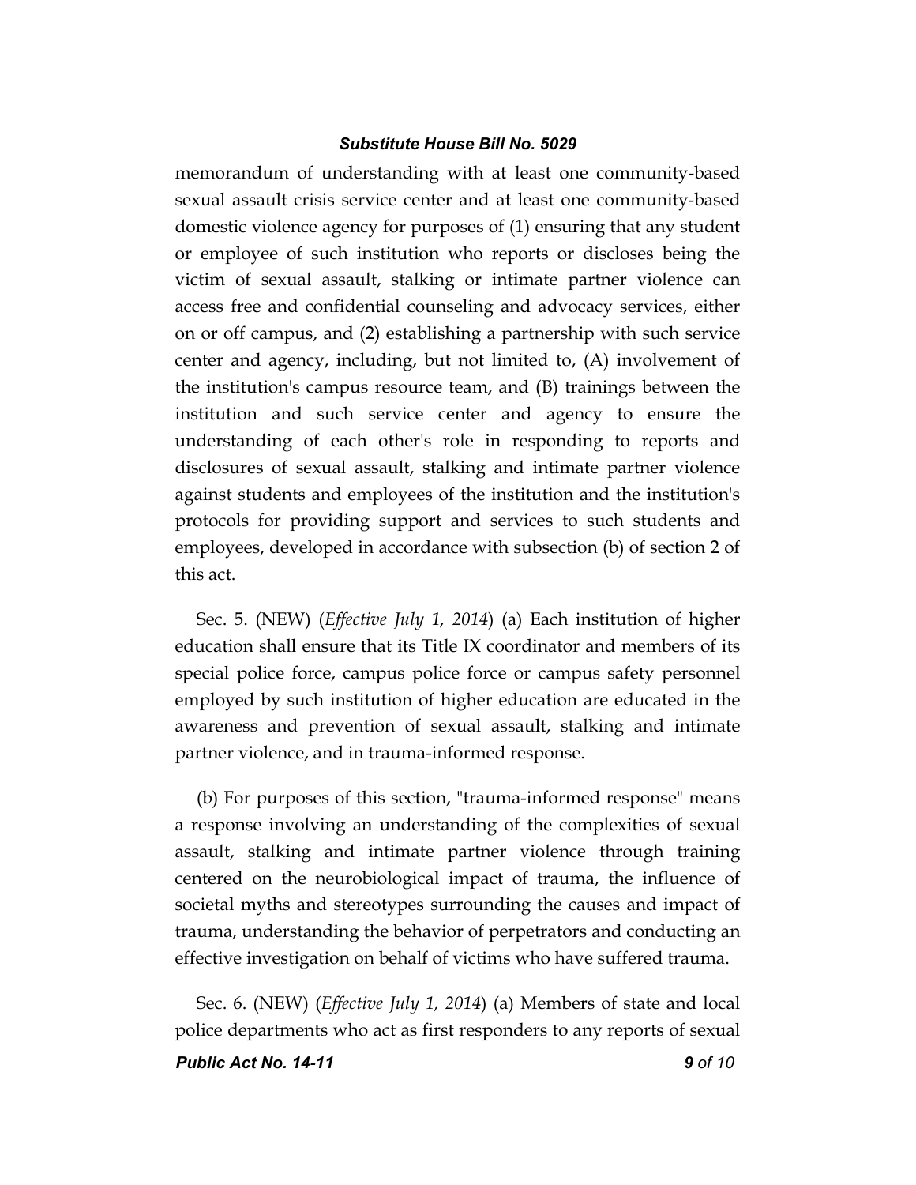memorandum of understanding with at least one community-based sexual assault crisis service center and at least one community-based domestic violence agency for purposes of (1) ensuring that any student or employee of such institution who reports or discloses being the victim of sexual assault, stalking or intimate partner violence can access free and confidential counseling and advocacy services, either on or off campus, and (2) establishing a partnership with such service center and agency, including, but not limited to, (A) involvement of the institution's campus resource team, and (B) trainings between the institution and such service center and agency to ensure the understanding of each other's role in responding to reports and disclosures of sexual assault, stalking and intimate partner violence against students and employees of the institution and the institution's protocols for providing support and services to such students and employees, developed in accordance with subsection (b) of section 2 of this act.

Sec. 5. (NEW) (*Effective July 1, 2014*) (a) Each institution of higher education shall ensure that its Title IX coordinator and members of its special police force, campus police force or campus safety personnel employed by such institution of higher education are educated in the awareness and prevention of sexual assault, stalking and intimate partner violence, and in trauma-informed response.

(b) For purposes of this section, "trauma-informed response" means a response involving an understanding of the complexities of sexual assault, stalking and intimate partner violence through training centered on the neurobiological impact of trauma, the influence of societal myths and stereotypes surrounding the causes and impact of trauma, understanding the behavior of perpetrators and conducting an effective investigation on behalf of victims who have suffered trauma.

Sec. 6. (NEW) (*Effective July 1, 2014*) (a) Members of state and local police departments who act as first responders to any reports of sexual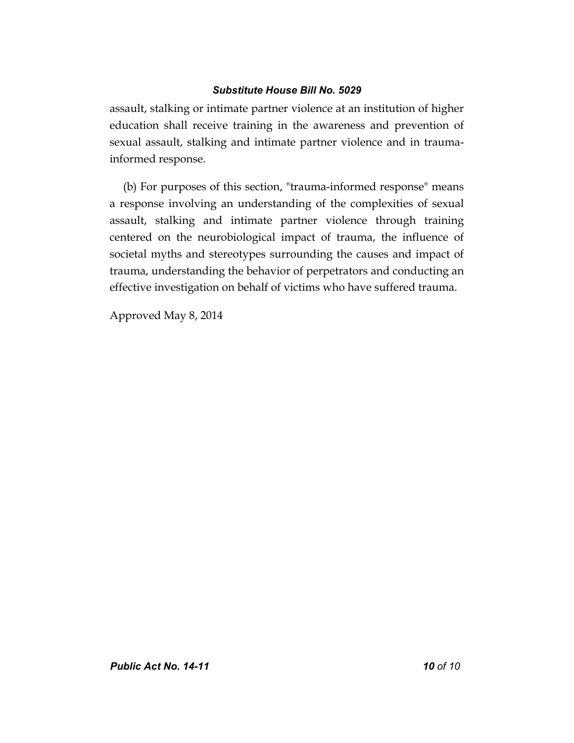assault, stalking or intimate partner violence at an institution of higher education shall receive training in the awareness and prevention of sexual assault, stalking and intimate partner violence and in trauma-informed response.

(b) For purposes of this section, "trauma-informed response" means a response involving an understanding of the complexities of sexual assault, stalking and intimate partner violence through training centered on the neurobiological impact of trauma, the influence of societal myths and stereotypes surrounding the causes and impact of trauma, understanding the behavior of perpetrators and conducting an effective investigation on behalf of victims who have suffered trauma.

Approved May 8, 2014